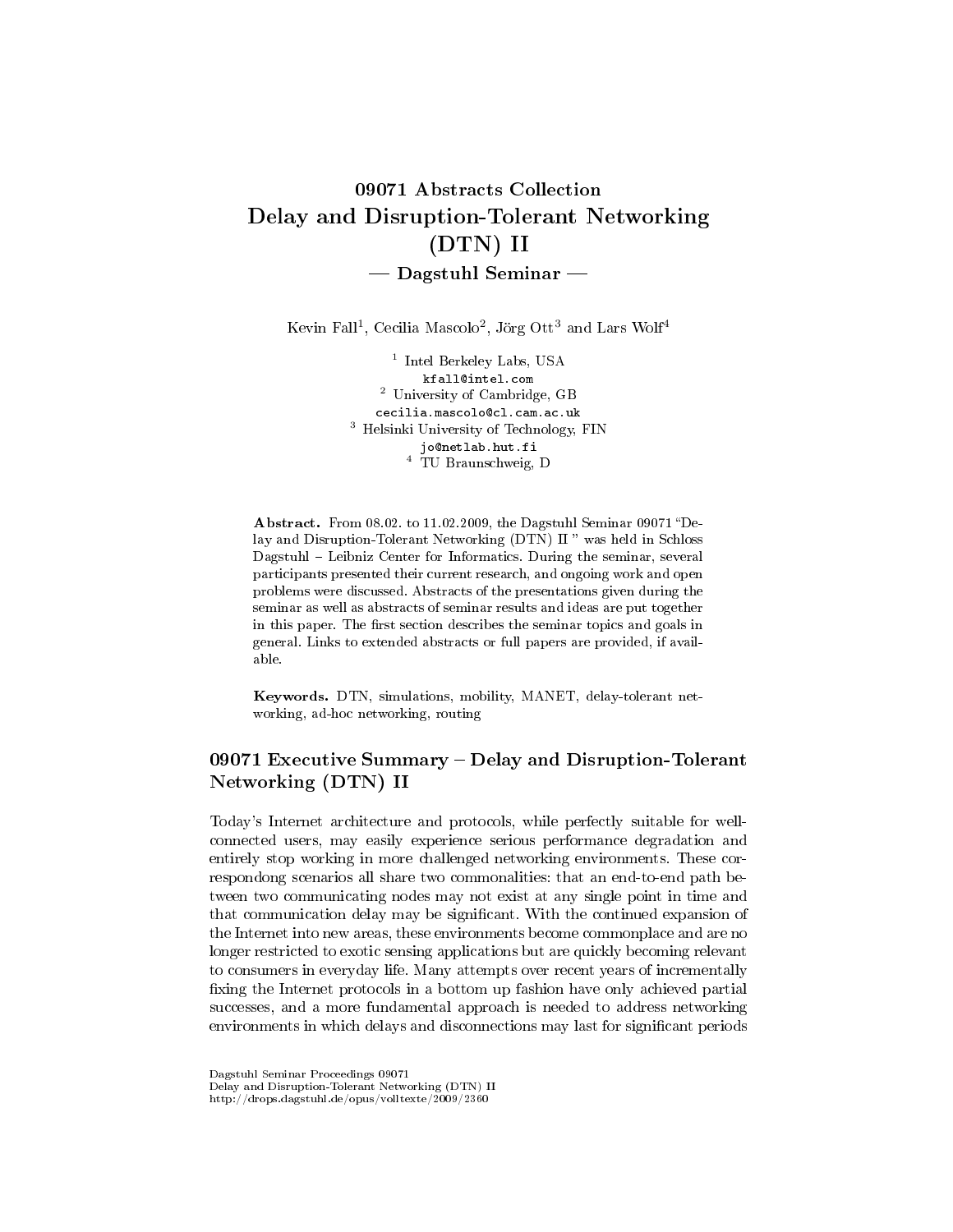# 09071 Abstracts Collection
# Delay and Disruption-Tolerant Networking (DTN) II
## — Dagstuhl Seminar —

Kevin Fall[1], Cecilia Mascolo[2], Jörg Ott[3] and Lars Wolf[4]

[1] Intel Berkeley Labs, USA
kfall@intel.com
[2] University of Cambridge, GB
cecilia.mascolo@cl.cam.ac.uk
[3] Helsinki University of Technology, FIN
jo@netlab.hut.fi
[4] TU Braunschweig, D

**Abstract.** From 08.02. to 11.02.2009, the Dagstuhl Seminar 09071 "Delay and Disruption-Tolerant Networking (DTN) II " was held in Schloss Dagstuhl – Leibniz Center for Informatics. During the seminar, several participants presented their current research, and ongoing work and open problems were discussed. Abstracts of the presentations given during the seminar as well as abstracts of seminar results and ideas are put together in this paper. The first section describes the seminar topics and goals in general. Links to extended abstracts or full papers are provided, if available.

**Keywords.** DTN, simulations, mobility, MANET, delay-tolerant networking, ad-hoc networking, routing

## 09071 Executive Summary – Delay and Disruption-Tolerant Networking (DTN) II

Today's Internet architecture and protocols, while perfectly suitable for well-connected users, may easily experience serious performance degradation and entirely stop working in more challenged networking environments. These correspondong scenarios all share two commonalities: that an end-to-end path between two communicating nodes may not exist at any single point in time and that communication delay may be significant. With the continued expansion of the Internet into new areas, these environments become commonplace and are no longer restricted to exotic sensing applications but are quickly becoming relevant to consumers in everyday life. Many attempts over recent years of incrementally fixing the Internet protocols in a bottom up fashion have only achieved partial successes, and a more fundamental approach is needed to address networking environments in which delays and disconnections may last for significant periods

Dagstuhl Seminar Proceedings 09071
Delay and Disruption-Tolerant Networking (DTN) II
http://drops.dagstuhl.de/opus/volltexte/2009/2360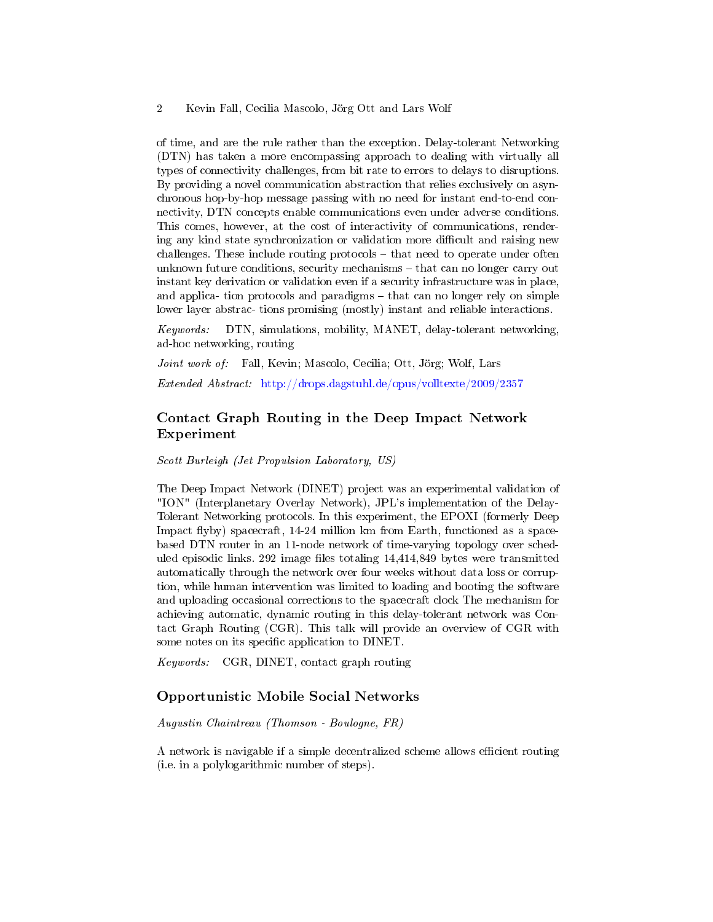of time, and are the rule rather than the exception. Delay-tolerant Networking (DTN) has taken a more encompassing approach to dealing with virtually all types of connectivity challenges, from bit rate to errors to delays to disruptions. By providing a novel communication abstraction that relies exclusively on asynchronous hop-by-hop message passing with no need for instant end-to-end connectivity, DTN concepts enable communications even under adverse conditions. This comes, however, at the cost of interactivity of communications, rendering any kind state synchronization or validation more difficult and raising new challenges. These include routing protocols – that need to operate under often unknown future conditions, security mechanisms – that can no longer carry out instant key derivation or validation even if a security infrastructure was in place, and applica- tion protocols and paradigms – that can no longer rely on simple lower layer abstrac- tions promising (mostly) instant and reliable interactions.

*Keywords:* DTN, simulations, mobility, MANET, delay-tolerant networking, ad-hoc networking, routing

*Joint work of:* Fall, Kevin; Mascolo, Cecilia; Ott, Jörg; Wolf, Lars

*Extended Abstract:* http://drops.dagstuhl.de/opus/volltexte/2009/2357

## Contact Graph Routing in the Deep Impact Network Experiment

*Scott Burleigh (Jet Propulsion Laboratory, US)*

The Deep Impact Network (DINET) project was an experimental validation of "ION" (Interplanetary Overlay Network), JPL's implementation of the Delay-Tolerant Networking protocols. In this experiment, the EPOXI (formerly Deep Impact flyby) spacecraft, 14-24 million km from Earth, functioned as a space-based DTN router in an 11-node network of time-varying topology over scheduled episodic links. 292 image files totaling 14,414,849 bytes were transmitted automatically through the network over four weeks without data loss or corruption, while human intervention was limited to loading and booting the software and uploading occasional corrections to the spacecraft clock The mechanism for achieving automatic, dynamic routing in this delay-tolerant network was Contact Graph Routing (CGR). This talk will provide an overview of CGR with some notes on its specific application to DINET.

*Keywords:* CGR, DINET, contact graph routing

## Opportunistic Mobile Social Networks

*Augustin Chaintreau (Thomson - Boulogne, FR)*

A network is navigable if a simple decentralized scheme allows efficient routing (i.e. in a polylogarithmic number of steps).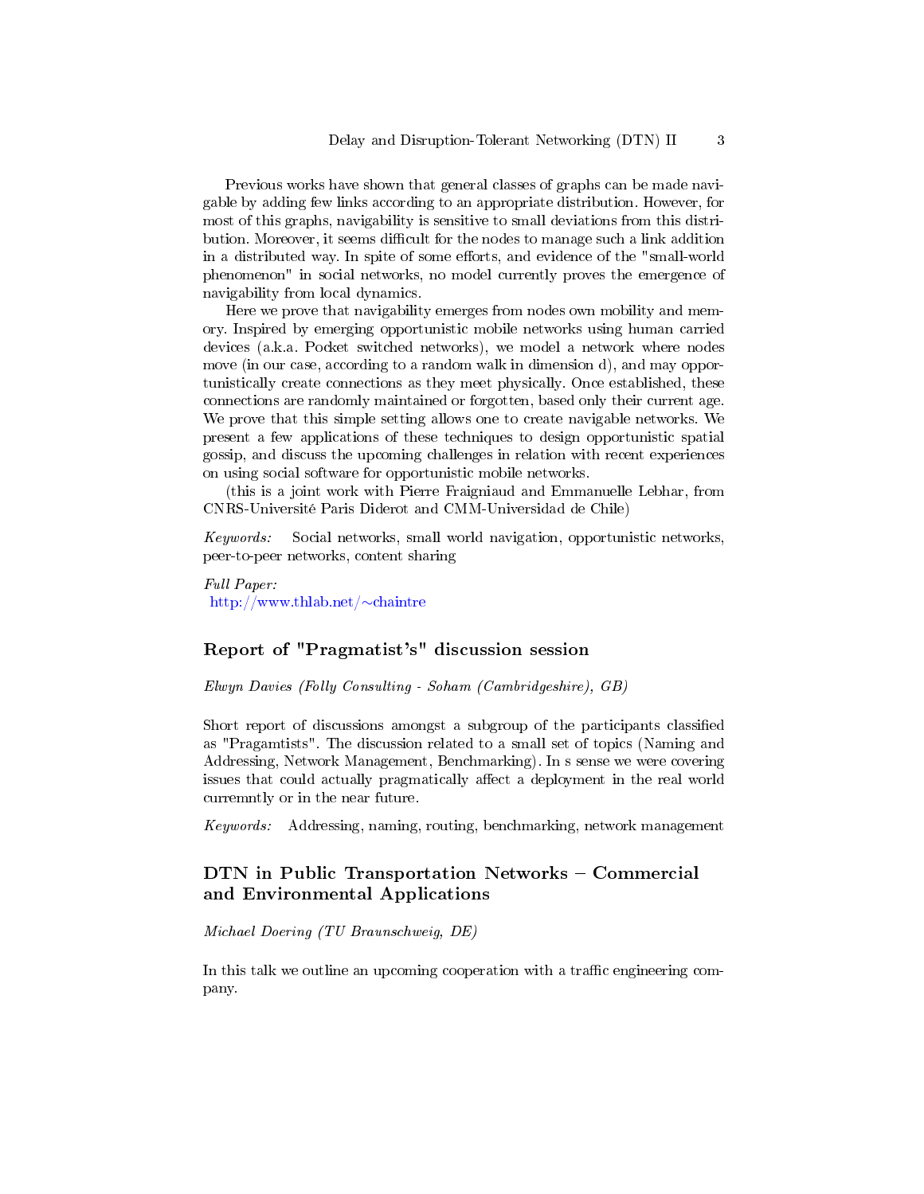Previous works have shown that general classes of graphs can be made navigable by adding few links according to an appropriate distribution. However, for most of this graphs, navigability is sensitive to small deviations from this distribution. Moreover, it seems difficult for the nodes to manage such a link addition in a distributed way. In spite of some efforts, and evidence of the "small-world phenomenon" in social networks, no model currently proves the emergence of navigability from local dynamics.

Here we prove that navigability emerges from nodes own mobility and memory. Inspired by emerging opportunistic mobile networks using human carried devices (a.k.a. Pocket switched networks), we model a network where nodes move (in our case, according to a random walk in dimension d), and may opportunistically create connections as they meet physically. Once established, these connections are randomly maintained or forgotten, based only their current age. We prove that this simple setting allows one to create navigable networks. We present a few applications of these techniques to design opportunistic spatial gossip, and discuss the upcoming challenges in relation with recent experiences on using social software for opportunistic mobile networks.

(this is a joint work with Pierre Fraigniaud and Emmanuelle Lebhar, from CNRS-Université Paris Diderot and CMM-Universidad de Chile)

*Keywords:* Social networks, small world navigation, opportunistic networks, peer-to-peer networks, content sharing

*Full Paper:*
http://www.thlab.net/~chaintre

## Report of "Pragmatist's" discussion session

*Elwyn Davies (Folly Consulting - Soham (Cambridgeshire), GB)*

Short report of discussions amongst a subgroup of the participants classified as "Pragamtists". The discussion related to a small set of topics (Naming and Addressing, Network Management, Benchmarking). In s sense we were covering issues that could actually pragmatically affect a deployment in the real world curremntly or in the near future.

*Keywords:* Addressing, naming, routing, benchmarking, network management

## DTN in Public Transportation Networks – Commercial and Environmental Applications

*Michael Doering (TU Braunschweig, DE)*

In this talk we outline an upcoming cooperation with a traffic engineering company.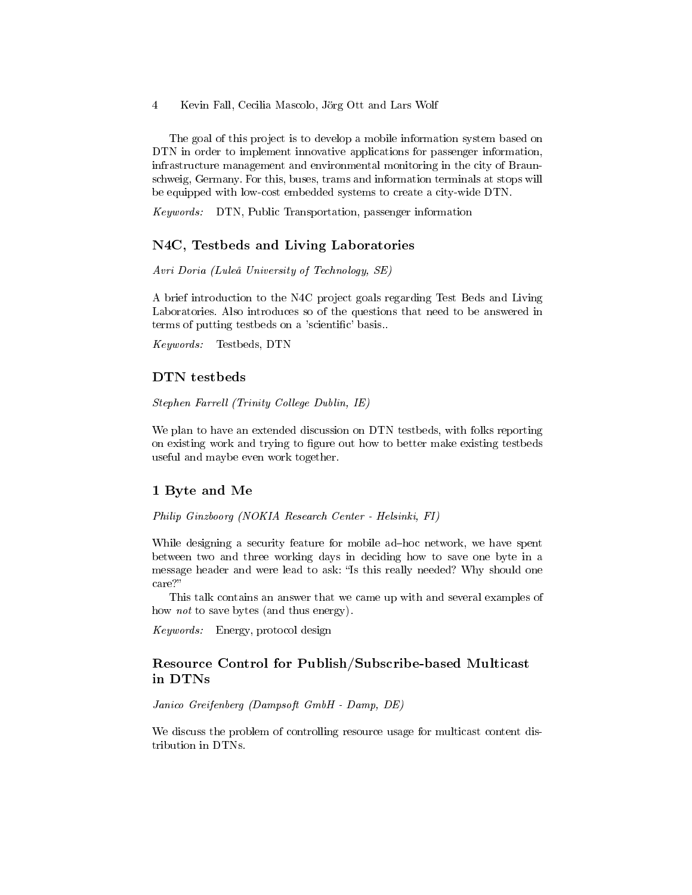The goal of this project is to develop a mobile information system based on DTN in order to implement innovative applications for passenger information, infrastructure management and environmental monitoring in the city of Braunschweig, Germany. For this, buses, trams and information terminals at stops will be equipped with low-cost embedded systems to create a city-wide DTN.

*Keywords:* DTN, Public Transportation, passenger information

## N4C, Testbeds and Living Laboratories

*Avri Doria (Luleå University of Technology, SE)*

A brief introduction to the N4C project goals regarding Test Beds and Living Laboratories. Also introduces so of the questions that need to be answered in terms of putting testbeds on a 'scientific' basis..

*Keywords:* Testbeds, DTN

## DTN testbeds

*Stephen Farrell (Trinity College Dublin, IE)*

We plan to have an extended discussion on DTN testbeds, with folks reporting on existing work and trying to figure out how to better make existing testbeds useful and maybe even work together.

## 1 Byte and Me

*Philip Ginzboorg (NOKIA Research Center - Helsinki, FI)*

While designing a security feature for mobile ad–hoc network, we have spent between two and three working days in deciding how to save one byte in a message header and were lead to ask: "Is this really needed? Why should one care?"

This talk contains an answer that we came up with and several examples of how *not* to save bytes (and thus energy).

*Keywords:* Energy, protocol design

## Resource Control for Publish/Subscribe-based Multicast in DTNs

*Janico Greifenberg (Dampsoft GmbH - Damp, DE)*

We discuss the problem of controlling resource usage for multicast content distribution in DTNs.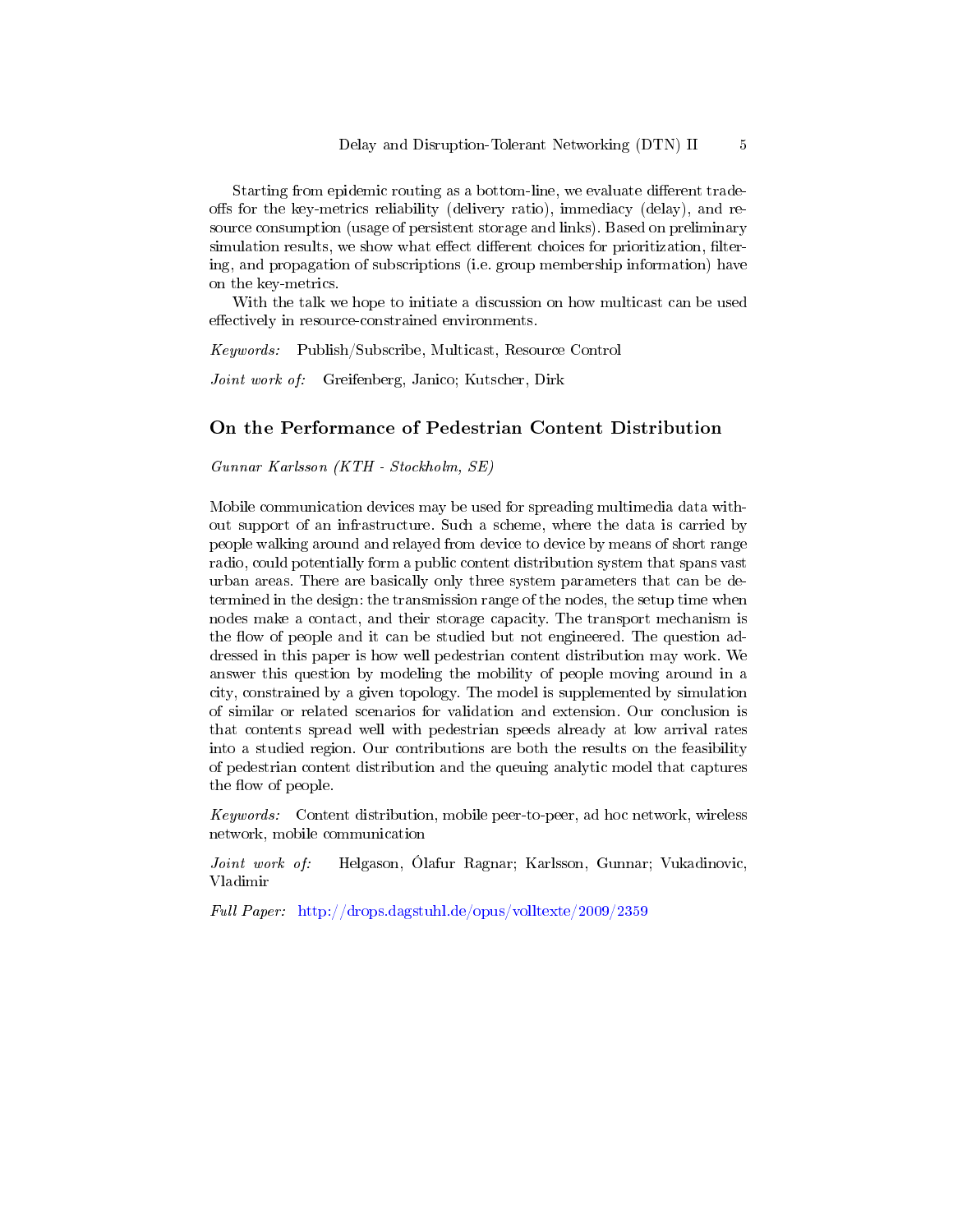Starting from epidemic routing as a bottom-line, we evaluate different trade-offs for the key-metrics reliability (delivery ratio), immediacy (delay), and resource consumption (usage of persistent storage and links). Based on preliminary simulation results, we show what effect different choices for prioritization, filtering, and propagation of subscriptions (i.e. group membership information) have on the key-metrics.

With the talk we hope to initiate a discussion on how multicast can be used effectively in resource-constrained environments.

*Keywords:* Publish/Subscribe, Multicast, Resource Control

*Joint work of:* Greifenberg, Janico; Kutscher, Dirk

## On the Performance of Pedestrian Content Distribution

*Gunnar Karlsson (KTH - Stockholm, SE)*

Mobile communication devices may be used for spreading multimedia data without support of an infrastructure. Such a scheme, where the data is carried by people walking around and relayed from device to device by means of short range radio, could potentially form a public content distribution system that spans vast urban areas. There are basically only three system parameters that can be determined in the design: the transmission range of the nodes, the setup time when nodes make a contact, and their storage capacity. The transport mechanism is the flow of people and it can be studied but not engineered. The question addressed in this paper is how well pedestrian content distribution may work. We answer this question by modeling the mobility of people moving around in a city, constrained by a given topology. The model is supplemented by simulation of similar or related scenarios for validation and extension. Our conclusion is that contents spread well with pedestrian speeds already at low arrival rates into a studied region. Our contributions are both the results on the feasibility of pedestrian content distribution and the queuing analytic model that captures the flow of people.

*Keywords:* Content distribution, mobile peer-to-peer, ad hoc network, wireless network, mobile communication

*Joint work of:* Helgason, Ólafur Ragnar; Karlsson, Gunnar; Vukadinovic, Vladimir

*Full Paper:* http://drops.dagstuhl.de/opus/volltexte/2009/2359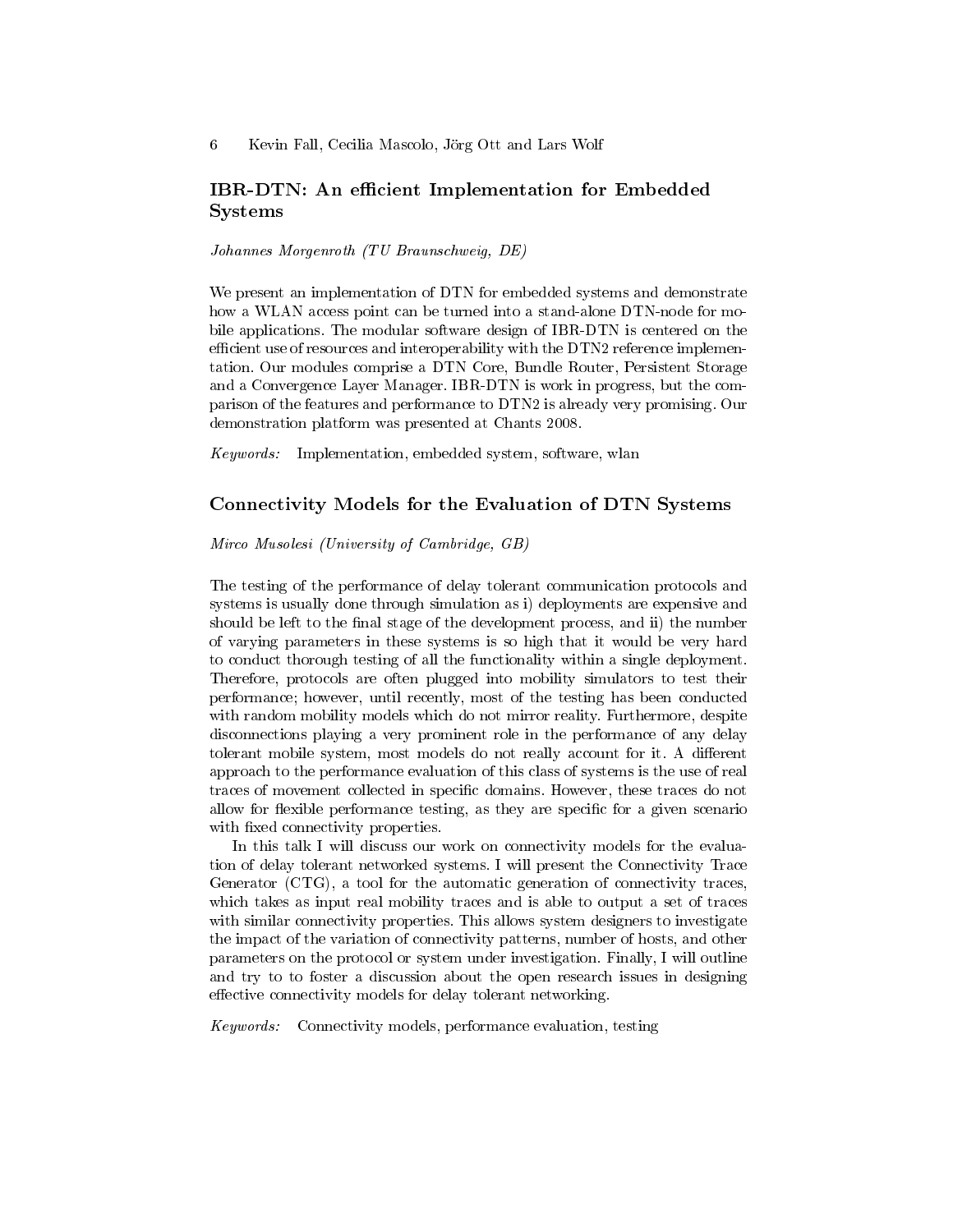## IBR-DTN: An efficient Implementation for Embedded Systems

*Johannes Morgenroth (TU Braunschweig, DE)*

We present an implementation of DTN for embedded systems and demonstrate how a WLAN access point can be turned into a stand-alone DTN-node for mobile applications. The modular software design of IBR-DTN is centered on the efficient use of resources and interoperability with the DTN2 reference implementation. Our modules comprise a DTN Core, Bundle Router, Persistent Storage and a Convergence Layer Manager. IBR-DTN is work in progress, but the comparison of the features and performance to DTN2 is already very promising. Our demonstration platform was presented at Chants 2008.

*Keywords:* Implementation, embedded system, software, wlan

## Connectivity Models for the Evaluation of DTN Systems

*Mirco Musolesi (University of Cambridge, GB)*

The testing of the performance of delay tolerant communication protocols and systems is usually done through simulation as i) deployments are expensive and should be left to the final stage of the development process, and ii) the number of varying parameters in these systems is so high that it would be very hard to conduct thorough testing of all the functionality within a single deployment. Therefore, protocols are often plugged into mobility simulators to test their performance; however, until recently, most of the testing has been conducted with random mobility models which do not mirror reality. Furthermore, despite disconnections playing a very prominent role in the performance of any delay tolerant mobile system, most models do not really account for it. A different approach to the performance evaluation of this class of systems is the use of real traces of movement collected in specific domains. However, these traces do not allow for flexible performance testing, as they are specific for a given scenario with fixed connectivity properties.

In this talk I will discuss our work on connectivity models for the evaluation of delay tolerant networked systems. I will present the Connectivity Trace Generator (CTG), a tool for the automatic generation of connectivity traces, which takes as input real mobility traces and is able to output a set of traces with similar connectivity properties. This allows system designers to investigate the impact of the variation of connectivity patterns, number of hosts, and other parameters on the protocol or system under investigation. Finally, I will outline and try to to foster a discussion about the open research issues in designing effective connectivity models for delay tolerant networking.

*Keywords:* Connectivity models, performance evaluation, testing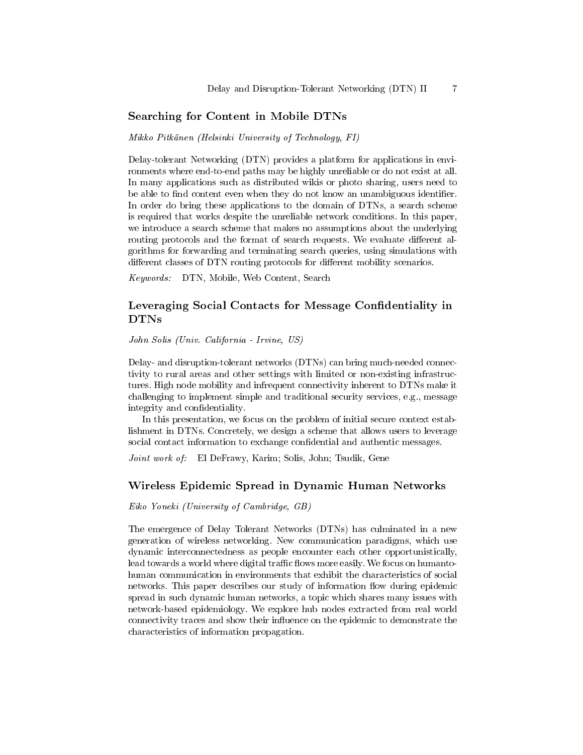## Searching for Content in Mobile DTNs

*Mikko Pitkänen (Helsinki University of Technology, FI)*

Delay-tolerant Networking (DTN) provides a platform for applications in environments where end-to-end paths may be highly unreliable or do not exist at all. In many applications such as distributed wikis or photo sharing, users need to be able to find content even when they do not know an unambiguous identifier. In order do bring these applications to the domain of DTNs, a search scheme is required that works despite the unreliable network conditions. In this paper, we introduce a search scheme that makes no assumptions about the underlying routing protocols and the format of search requests. We evaluate different algorithms for forwarding and terminating search queries, using simulations with different classes of DTN routing protocols for different mobility scenarios.

*Keywords:* DTN, Mobile, Web Content, Search

## Leveraging Social Contacts for Message Confidentiality in DTNs

*John Solis (Univ. California - Irvine, US)*

Delay- and disruption-tolerant networks (DTNs) can bring much-needed connectivity to rural areas and other settings with limited or non-existing infrastructures. High node mobility and infrequent connectivity inherent to DTNs make it challenging to implement simple and traditional security services, e.g., message integrity and confidentiality.

In this presentation, we focus on the problem of initial secure context establishment in DTNs. Concretely, we design a scheme that allows users to leverage social contact information to exchange confidential and authentic messages.

*Joint work of:* El DeFrawy, Karim; Solis, John; Tsudik, Gene

## Wireless Epidemic Spread in Dynamic Human Networks

*Eiko Yoneki (University of Cambridge, GB)*

The emergence of Delay Tolerant Networks (DTNs) has culminated in a new generation of wireless networking. New communication paradigms, which use dynamic interconnectedness as people encounter each other opportunistically, lead towards a world where digital traffic flows more easily. We focus on humantohuman communication in environments that exhibit the characteristics of social networks. This paper describes our study of information flow during epidemic spread in such dynamic human networks, a topic which shares many issues with network-based epidemiology. We explore hub nodes extracted from real world connectivity traces and show their influence on the epidemic to demonstrate the characteristics of information propagation.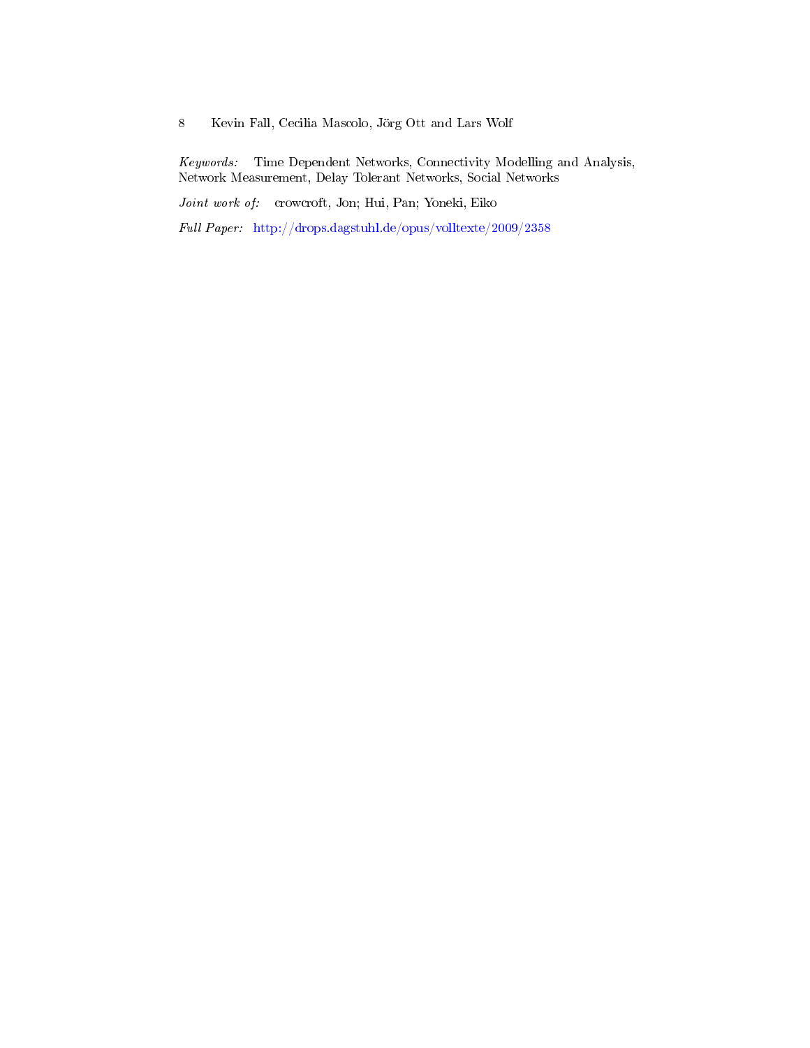*Keywords:* Time Dependent Networks, Connectivity Modelling and Analysis, Network Measurement, Delay Tolerant Networks, Social Networks

*Joint work of:* crowcroft, Jon; Hui, Pan; Yoneki, Eiko

*Full Paper:* http://drops.dagstuhl.de/opus/volltexte/2009/2358